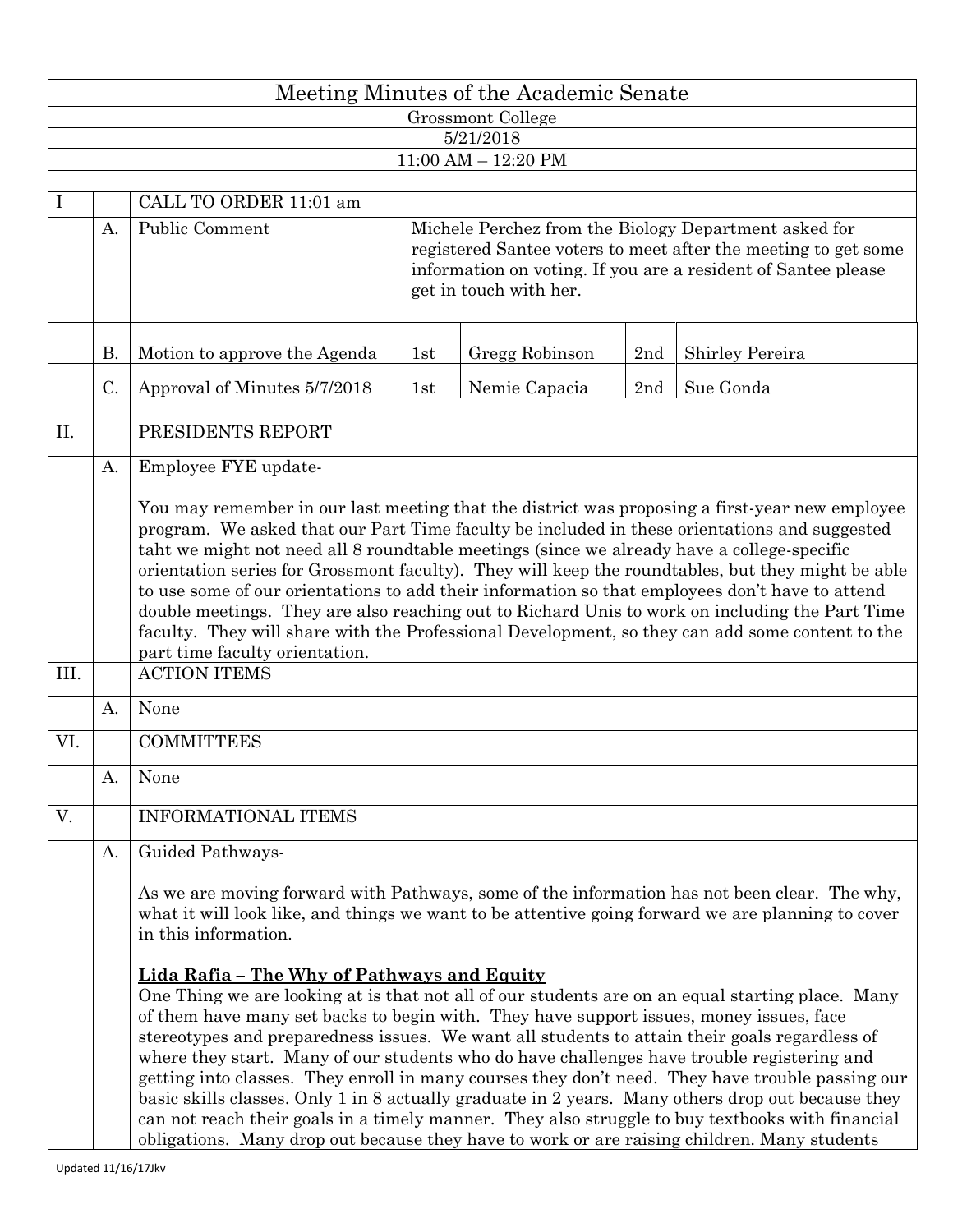# Meeting Minutes of the Academic Senate

Grossmont College

5/21/2018

11:00 AM – 12:20 PM

| | | | | | | |
|---|---|---|---|---|---|---|
| I | | CALL TO ORDER 11:01 am | | | | |
| | A. | Public Comment | Michele Perchez from the Biology Department asked for registered Santee voters to meet after the meeting to get some information on voting. If you are a resident of Santee please get in touch with her. | | | |
| | B. | Motion to approve the Agenda | 1st | Gregg Robinson | 2nd | Shirley Pereira |
| | C. | Approval of Minutes 5/7/2018 | 1st | Nemie Capacia | 2nd | Sue Gonda |

## II. PRESIDENTS REPORT

**A. Employee FYE update-**

You may remember in our last meeting that the district was proposing a first-year new employee program. We asked that our Part Time faculty be included in these orientations and suggested taht we might not need all 8 roundtable meetings (since we already have a college-specific orientation series for Grossmont faculty). They will keep the roundtables, but they might be able to use some of our orientations to add their information so that employees don't have to attend double meetings. They are also reaching out to Richard Unis to work on including the Part Time faculty. They will share with the Professional Development, so they can add some content to the part time faculty orientation.

## III. ACTION ITEMS

A. None

## VI. COMMITTEES

A. None

## V. INFORMATIONAL ITEMS

**A. Guided Pathways-**

As we are moving forward with Pathways, some of the information has not been clear. The why, what it will look like, and things we want to be attentive going forward we are planning to cover in this information.

**Lida Rafia – The Why of Pathways and Equity**

One Thing we are looking at is that not all of our students are on an equal starting place. Many of them have many set backs to begin with. They have support issues, money issues, face stereotypes and preparedness issues. We want all students to attain their goals regardless of where they start. Many of our students who do have challenges have trouble registering and getting into classes. They enroll in many courses they don't need. They have trouble passing our basic skills classes. Only 1 in 8 actually graduate in 2 years. Many others drop out because they can not reach their goals in a timely manner. They also struggle to buy textbooks with financial obligations. Many drop out because they have to work or are raising children. Many students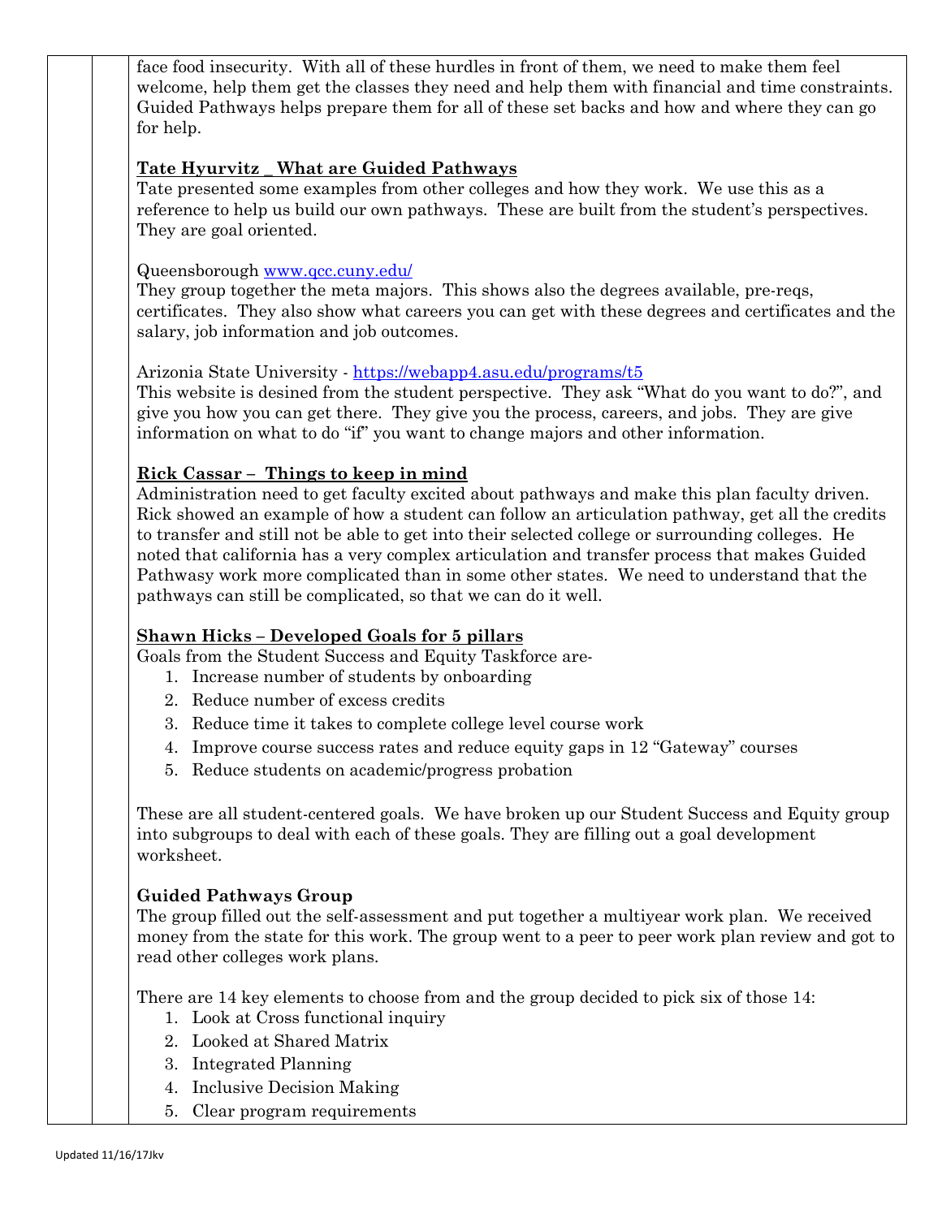face food insecurity. With all of these hurdles in front of them, we need to make them feel welcome, help them get the classes they need and help them with financial and time constraints. Guided Pathways helps prepare them for all of these set backs and how and where they can go for help.

**Tate Hyurvitz _ What are Guided Pathways**

Tate presented some examples from other colleges and how they work. We use this as a reference to help us build our own pathways. These are built from the student's perspectives. They are goal oriented.

Queensborough [www.qcc.cuny.edu/](www.qcc.cuny.edu/)

They group together the meta majors. This shows also the degrees available, pre-reqs, certificates. They also show what careers you can get with these degrees and certificates and the salary, job information and job outcomes.

Arizonia State University - [https://webapp4.asu.edu/programs/t5](https://webapp4.asu.edu/programs/t5)

This website is desined from the student perspective. They ask "What do you want to do?", and give you how you can get there. They give you the process, careers, and jobs. They are give information on what to do "if" you want to change majors and other information.

**Rick Cassar – Things to keep in mind**

Administration need to get faculty excited about pathways and make this plan faculty driven. Rick showed an example of how a student can follow an articulation pathway, get all the credits to transfer and still not be able to get into their selected college or surrounding colleges. He noted that california has a very complex articulation and transfer process that makes Guided Pathwasy work more complicated than in some other states. We need to understand that the pathways can still be complicated, so that we can do it well.

**Shawn Hicks – Developed Goals for 5 pillars**

Goals from the Student Success and Equity Taskforce are-

1. Increase number of students by onboarding
2. Reduce number of excess credits
3. Reduce time it takes to complete college level course work
4. Improve course success rates and reduce equity gaps in 12 "Gateway" courses
5. Reduce students on academic/progress probation

These are all student-centered goals. We have broken up our Student Success and Equity group into subgroups to deal with each of these goals. They are filling out a goal development worksheet.

**Guided Pathways Group**

The group filled out the self-assessment and put together a multiyear work plan. We received money from the state for this work. The group went to a peer to peer work plan review and got to read other colleges work plans.

There are 14 key elements to choose from and the group decided to pick six of those 14:

1. Look at Cross functional inquiry
2. Looked at Shared Matrix
3. Integrated Planning
4. Inclusive Decision Making
5. Clear program requirements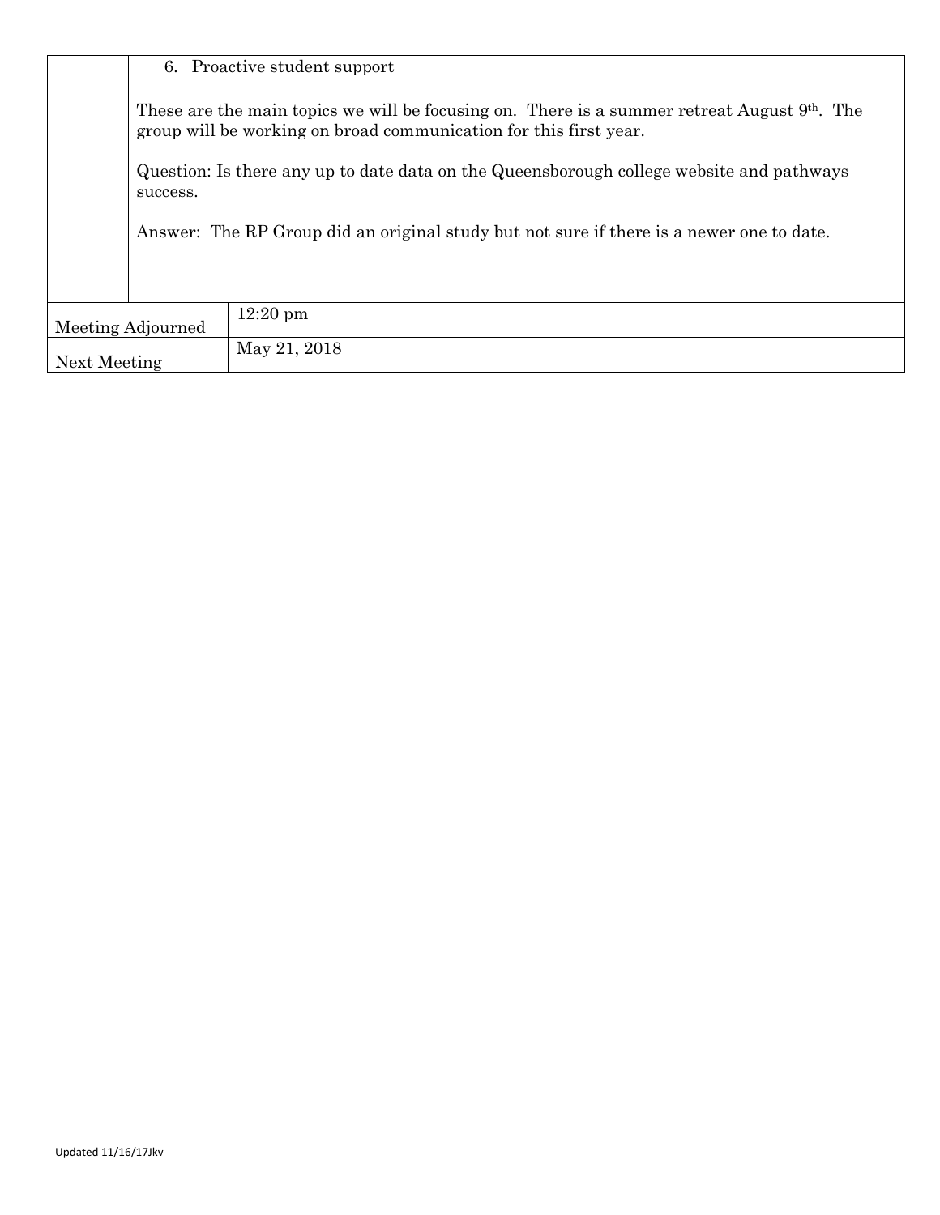|  |  |  |
|---|---|---|
|  |  | 6. Proactive student support<br><br>These are the main topics we will be focusing on. There is a summer retreat August 9th. The group will be working on broad communication for this first year.<br><br>Question: Is there any up to date data on the Queensborough college website and pathways success.<br><br>Answer: The RP Group did an original study but not sure if there is a newer one to date. |
| Meeting Adjourned | | 12:20 pm |
| Next Meeting | | May 21, 2018 |

Updated 11/16/17Jkv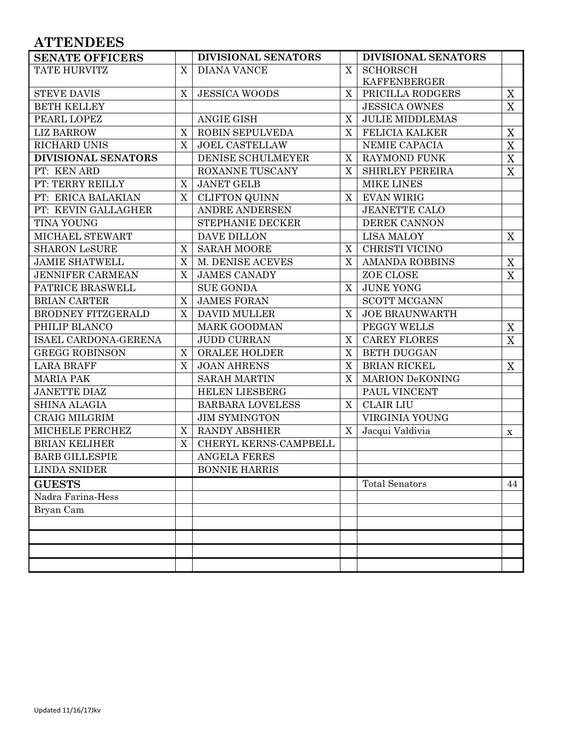## ATTENDEES

| SENATE OFFICERS | | DIVISIONAL SENATORS | | DIVISIONAL SENATORS | |
|---|---|---|---|---|---|
| TATE HURVITZ | X | DIANA VANCE | X | SCHORSCH KAFFENBERGER | |
| STEVE DAVIS | X | JESSICA WOODS | X | PRICILLA RODGERS | X |
| BETH KELLEY | | | | JESSICA OWNES | X |
| PEARL LOPEZ | | ANGIE GISH | X | JULIE MIDDLEMAS | |
| LIZ BARROW | X | ROBIN SEPULVEDA | X | FELICIA KALKER | X |
| RICHARD UNIS | X | JOEL CASTELLAW | | NEMIE CAPACIA | X |
| **DIVISIONAL SENATORS** | | DENISE SCHULMEYER | X | RAYMOND FUNK | X |
| PT: KEN ARD | | ROXANNE TUSCANY | X | SHIRLEY PEREIRA | X |
| PT: TERRY REILLY | X | JANET GELB | | MIKE LINES | |
| PT: ERICA BALAKIAN | X | CLIFTON QUINN | X | EVAN WIRIG | |
| PT: KEVIN GALLAGHER | | ANDRE ANDERSEN | | JEANETTE CALO | |
| TINA YOUNG | | STEPHANIE DECKER | | DEREK CANNON | |
| MICHAEL STEWART | | DAVE DILLON | | LISA MALOY | X |
| SHARON LeSURE | X | SARAH MOORE | X | CHRISTI VICINO | |
| JAMIE SHATWELL | X | M. DENISE ACEVES | X | AMANDA ROBBINS | X |
| JENNIFER CARMEAN | X | JAMES CANADY | | ZOE CLOSE | X |
| PATRICE BRASWELL | | SUE GONDA | X | JUNE YONG | |
| BRIAN CARTER | X | JAMES FORAN | | SCOTT MCGANN | |
| BRODNEY FITZGERALD | X | DAVID MULLER | X | JOE BRAUNWARTH | |
| PHILIP BLANCO | | MARK GOODMAN | | PEGGY WELLS | X |
| ISAEL CARDONA-GERENA | | JUDD CURRAN | X | CAREY FLORES | X |
| GREGG ROBINSON | X | ORALEE HOLDER | X | BETH DUGGAN | |
| LARA BRAFF | X | JOAN AHRENS | X | BRIAN RICKEL | X |
| MARIA PAK | | SARAH MARTIN | X | MARION DeKONING | |
| JANETTE DIAZ | | HELEN LIESBERG | | PAUL VINCENT | |
| SHINA ALAGIA | | BARBARA LOVELESS | X | CLAIR LIU | |
| CRAIG MILGRIM | | JIM SYMINGTON | | VIRGINIA YOUNG | |
| MICHELE PERCHEZ | X | RANDY ABSHIER | X | Jacqui Valdivia | x |
| BRIAN KELIHER | X | CHERYL KERNS-CAMPBELL | | | |
| BARB GILLESPIE | | ANGELA FERES | | | |
| LINDA SNIDER | | BONNIE HARRIS | | | |
| **GUESTS** | | | | Total Senators | 44 |
| Nadra Farina-Hess | | | | | |
| Bryan Cam | | | | | |
| | | | | | |
| | | | | | |
| | | | | | |
| | | | | | |

Updated 11/16/17Jkv